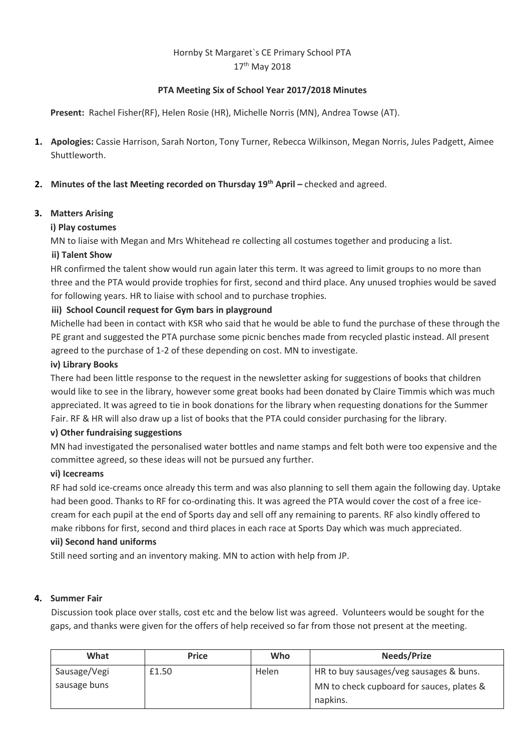Hornby St Margaret`s CE Primary School PTA
17th May 2018

**PTA Meeting Six of School Year 2017/2018 Minutes**

**Present:** Rachel Fisher(RF), Helen Rosie (HR), Michelle Norris (MN), Andrea Towse (AT).

1. **Apologies:** Cassie Harrison, Sarah Norton, Tony Turner, Rebecca Wilkinson, Megan Norris, Jules Padgett, Aimee Shuttleworth.

2. **Minutes of the last Meeting recorded on Thursday 19th April –** checked and agreed.

3. **Matters Arising**

   **i) Play costumes**

   MN to liaise with Megan and Mrs Whitehead re collecting all costumes together and producing a list.

   **ii) Talent Show**

   HR confirmed the talent show would run again later this term. It was agreed to limit groups to no more than three and the PTA would provide trophies for first, second and third place. Any unused trophies would be saved for following years. HR to liaise with school and to purchase trophies.

   **iii) School Council request for Gym bars in playground**

   Michelle had been in contact with KSR who said that he would be able to fund the purchase of these through the PE grant and suggested the PTA purchase some picnic benches made from recycled plastic instead. All present agreed to the purchase of 1-2 of these depending on cost. MN to investigate.

   **iv) Library Books**

   There had been little response to the request in the newsletter asking for suggestions of books that children would like to see in the library, however some great books had been donated by Claire Timmis which was much appreciated. It was agreed to tie in book donations for the library when requesting donations for the Summer Fair. RF & HR will also draw up a list of books that the PTA could consider purchasing for the library.

   **v) Other fundraising suggestions**

   MN had investigated the personalised water bottles and name stamps and felt both were too expensive and the committee agreed, so these ideas will not be pursued any further.

   **vi) Icecreams**

   RF had sold ice-creams once already this term and was also planning to sell them again the following day. Uptake had been good. Thanks to RF for co-ordinating this. It was agreed the PTA would cover the cost of a free ice-cream for each pupil at the end of Sports day and sell off any remaining to parents. RF also kindly offered to make ribbons for first, second and third places in each race at Sports Day which was much appreciated.

   **vii) Second hand uniforms**

   Still need sorting and an inventory making. MN to action with help from JP.

4. **Summer Fair**

   Discussion took place over stalls, cost etc and the below list was agreed. Volunteers would be sought for the gaps, and thanks were given for the offers of help received so far from those not present at the meeting.

| What | Price | Who | Needs/Prize |
|---|---|---|---|
| Sausage/Vegi sausage buns | £1.50 | Helen | HR to buy sausages/veg sausages & buns. MN to check cupboard for sauces, plates & napkins. |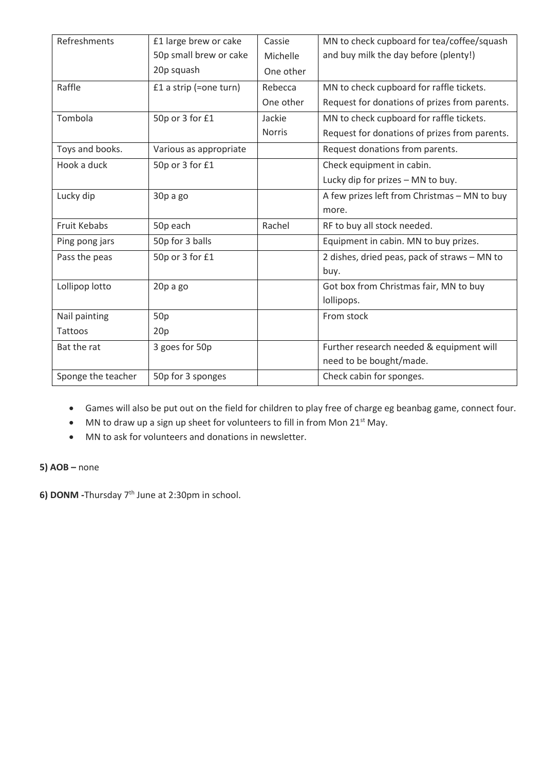| | | | |
|---|---|---|---|
| Refreshments | £1 large brew or cake<br>50p small brew or cake<br>20p squash | Cassie<br>Michelle<br>One other | MN to check cupboard for tea/coffee/squash and buy milk the day before (plenty!) |
| Raffle | £1 a strip (=one turn) | Rebecca<br>One other | MN to check cupboard for raffle tickets.<br>Request for donations of prizes from parents. |
| Tombola | 50p or 3 for £1 | Jackie<br>Norris | MN to check cupboard for raffle tickets.<br>Request for donations of prizes from parents. |
| Toys and books. | Various as appropriate | | Request donations from parents. |
| Hook a duck | 50p or 3 for £1 | | Check equipment in cabin.<br>Lucky dip for prizes – MN to buy. |
| Lucky dip | 30p a go | | A few prizes left from Christmas – MN to buy more. |
| Fruit Kebabs | 50p each | Rachel | RF to buy all stock needed. |
| Ping pong jars | 50p for 3 balls | | Equipment in cabin. MN to buy prizes. |
| Pass the peas | 50p or 3 for £1 | | 2 dishes, dried peas, pack of straws – MN to buy. |
| Lollipop lotto | 20p a go | | Got box from Christmas fair, MN to buy lollipops. |
| Nail painting<br>Tattoos | 50p<br>20p | | From stock |
| Bat the rat | 3 goes for 50p | | Further research needed & equipment will need to be bought/made. |
| Sponge the teacher | 50p for 3 sponges | | Check cabin for sponges. |

- Games will also be put out on the field for children to play free of charge eg beanbag game, connect four.
- MN to draw up a sign up sheet for volunteers to fill in from Mon 21st May.
- MN to ask for volunteers and donations in newsletter.

**5) AOB –** none

**6) DONM -**Thursday 7th June at 2:30pm in school.